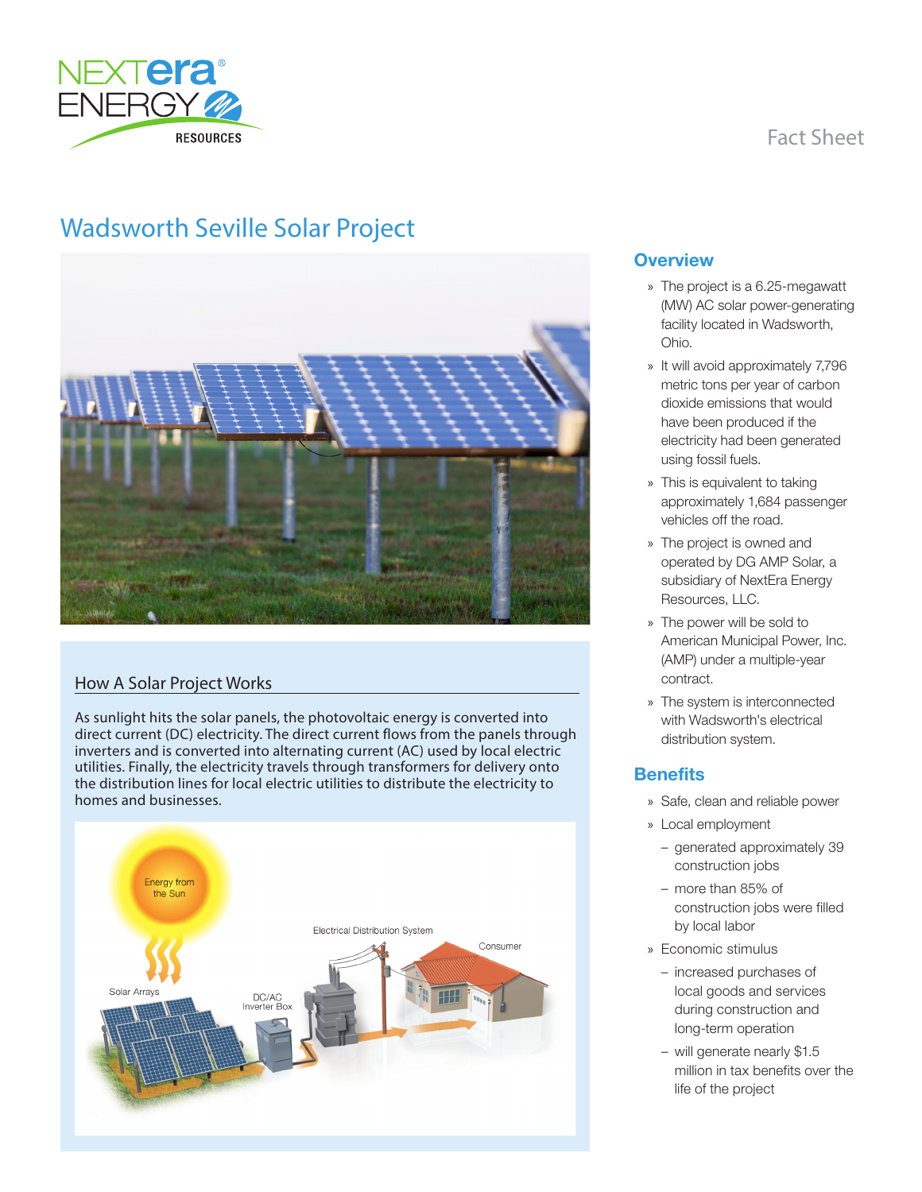Fact Sheet

# Wadsworth Seville Solar Project

## How A Solar Project Works

As sunlight hits the solar panels, the photovoltaic energy is converted into direct current (DC) electricity. The direct current flows from the panels through inverters and is converted into alternating current (AC) used by local electric utilities. Finally, the electricity travels through transformers for delivery onto the distribution lines for local electric utilities to distribute the electricity to homes and businesses.

## Overview

- The project is a 6.25-megawatt (MW) AC solar power-generating facility located in Wadsworth, Ohio.
- It will avoid approximately 7,796 metric tons per year of carbon dioxide emissions that would have been produced if the electricity had been generated using fossil fuels.
- This is equivalent to taking approximately 1,684 passenger vehicles off the road.
- The project is owned and operated by DG AMP Solar, a subsidiary of NextEra Energy Resources, LLC.
- The power will be sold to American Municipal Power, Inc. (AMP) under a multiple-year contract.
- The system is interconnected with Wadsworth's electrical distribution system.

## Benefits

- Safe, clean and reliable power
- Local employment
  - generated approximately 39 construction jobs
  - more than 85% of construction jobs were filled by local labor
- Economic stimulus
  - increased purchases of local goods and services during construction and long-term operation
  - will generate nearly $1.5 million in tax benefits over the life of the project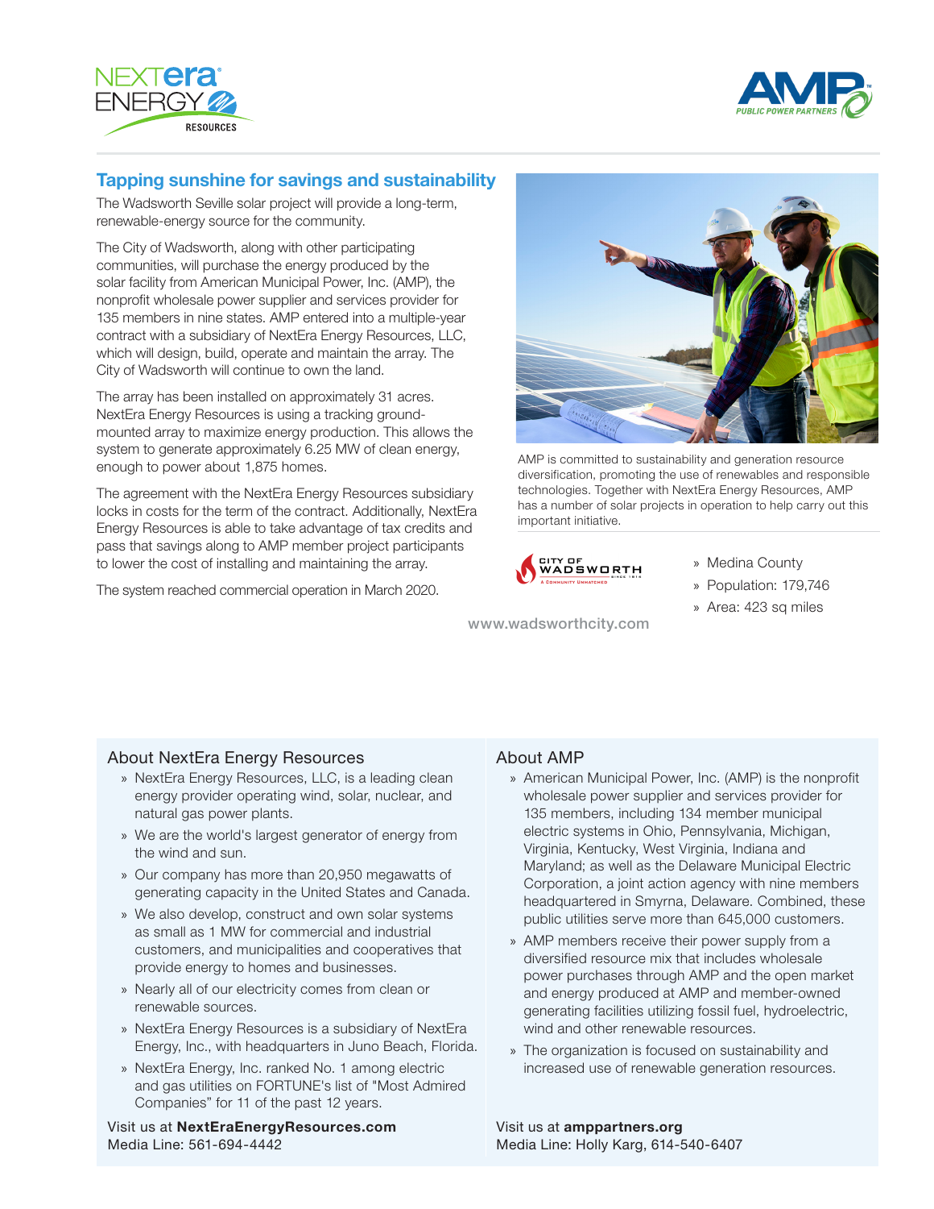## Tapping sunshine for savings and sustainability

The Wadsworth Seville solar project will provide a long-term, renewable-energy source for the community.

The City of Wadsworth, along with other participating communities, will purchase the energy produced by the solar facility from American Municipal Power, Inc. (AMP), the nonprofit wholesale power supplier and services provider for 135 members in nine states. AMP entered into a multiple-year contract with a subsidiary of NextEra Energy Resources, LLC, which will design, build, operate and maintain the array. The City of Wadsworth will continue to own the land.

The array has been installed on approximately 31 acres. NextEra Energy Resources is using a tracking ground-mounted array to maximize energy production. This allows the system to generate approximately 6.25 MW of clean energy, enough to power about 1,875 homes.

The agreement with the NextEra Energy Resources subsidiary locks in costs for the term of the contract. Additionally, NextEra Energy Resources is able to take advantage of tax credits and pass that savings along to AMP member project participants to lower the cost of installing and maintaining the array.

The system reached commercial operation in March 2020.

AMP is committed to sustainability and generation resource diversification, promoting the use of renewables and responsible technologies. Together with NextEra Energy Resources, AMP has a number of solar projects in operation to help carry out this important initiative.

- Medina County
- Population: 179,746
- Area: 423 sq miles

www.wadsworthcity.com

### About NextEra Energy Resources

- NextEra Energy Resources, LLC, is a leading clean energy provider operating wind, solar, nuclear, and natural gas power plants.
- We are the world's largest generator of energy from the wind and sun.
- Our company has more than 20,950 megawatts of generating capacity in the United States and Canada.
- We also develop, construct and own solar systems as small as 1 MW for commercial and industrial customers, and municipalities and cooperatives that provide energy to homes and businesses.
- Nearly all of our electricity comes from clean or renewable sources.
- NextEra Energy Resources is a subsidiary of NextEra Energy, Inc., with headquarters in Juno Beach, Florida.
- NextEra Energy, Inc. ranked No. 1 among electric and gas utilities on FORTUNE's list of "Most Admired Companies" for 11 of the past 12 years.

Visit us at **NextEraEnergyResources.com**
Media Line: 561-694-4442

### About AMP

- American Municipal Power, Inc. (AMP) is the nonprofit wholesale power supplier and services provider for 135 members, including 134 member municipal electric systems in Ohio, Pennsylvania, Michigan, Virginia, Kentucky, West Virginia, Indiana and Maryland; as well as the Delaware Municipal Electric Corporation, a joint action agency with nine members headquartered in Smyrna, Delaware. Combined, these public utilities serve more than 645,000 customers.
- AMP members receive their power supply from a diversified resource mix that includes wholesale power purchases through AMP and the open market and energy produced at AMP and member-owned generating facilities utilizing fossil fuel, hydroelectric, wind and other renewable resources.
- The organization is focused on sustainability and increased use of renewable generation resources.

Visit us at **amppartners.org**
Media Line: Holly Karg, 614-540-6407